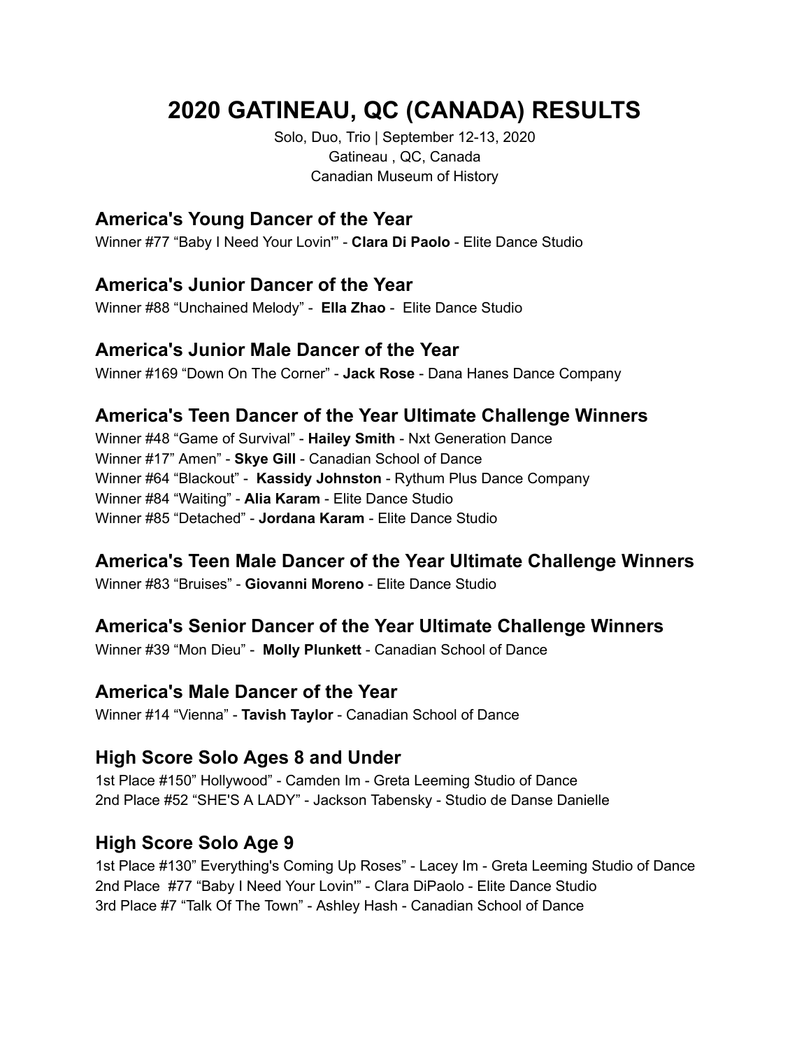# 2020 GATINEAU, QC (CANADA) RESULTS

Solo, Duo, Trio | September 12-13, 2020
Gatineau , QC, Canada
Canadian Museum of History

### America's Young Dancer of the Year

Winner #77 "Baby I Need Your Lovin'" - **Clara Di Paolo** - Elite Dance Studio

### America's Junior Dancer of the Year

Winner #88 "Unchained Melody" - **Ella Zhao** - Elite Dance Studio

### America's Junior Male Dancer of the Year

Winner #169 "Down On The Corner" - **Jack Rose** - Dana Hanes Dance Company

### America's Teen Dancer of the Year Ultimate Challenge Winners

Winner #48 "Game of Survival" - **Hailey Smith** - Nxt Generation Dance
Winner #17" Amen" - **Skye Gill** - Canadian School of Dance
Winner #64 "Blackout" - **Kassidy Johnston** - Rythum Plus Dance Company
Winner #84 "Waiting" - **Alia Karam** - Elite Dance Studio
Winner #85 "Detached" - **Jordana Karam** - Elite Dance Studio

### America's Teen Male Dancer of the Year Ultimate Challenge Winners

Winner #83 "Bruises" - **Giovanni Moreno** - Elite Dance Studio

### America's Senior Dancer of the Year Ultimate Challenge Winners

Winner #39 "Mon Dieu" - **Molly Plunkett** - Canadian School of Dance

### America's Male Dancer of the Year

Winner #14 "Vienna" - **Tavish Taylor** - Canadian School of Dance

### High Score Solo Ages 8 and Under

1st Place #150" Hollywood" - Camden Im - Greta Leeming Studio of Dance
2nd Place #52 "SHE'S A LADY" - Jackson Tabensky - Studio de Danse Danielle

### High Score Solo Age 9

1st Place #130" Everything's Coming Up Roses" - Lacey Im - Greta Leeming Studio of Dance
2nd Place #77 "Baby I Need Your Lovin'" - Clara DiPaolo - Elite Dance Studio
3rd Place #7 "Talk Of The Town" - Ashley Hash - Canadian School of Dance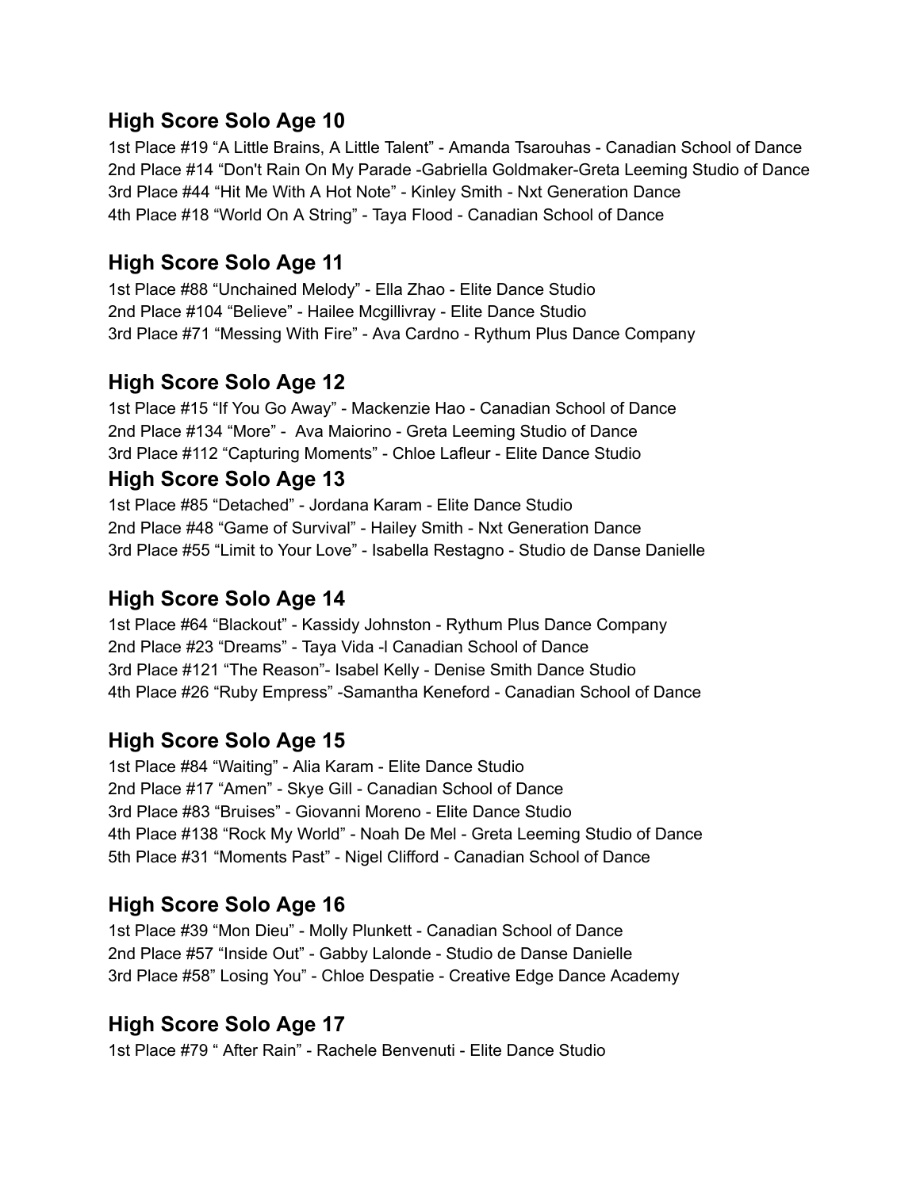## High Score Solo Age 10

1st Place #19 “A Little Brains, A Little Talent” - Amanda Tsarouhas - Canadian School of Dance
2nd Place #14 “Don't Rain On My Parade -Gabriella Goldmaker-Greta Leeming Studio of Dance
3rd Place #44 “Hit Me With A Hot Note” - Kinley Smith - Nxt Generation Dance
4th Place #18 “World On A String” - Taya Flood - Canadian School of Dance

## High Score Solo Age 11

1st Place #88 “Unchained Melody” - Ella Zhao - Elite Dance Studio
2nd Place #104 “Believe” - Hailee Mcgillivray - Elite Dance Studio
3rd Place #71 “Messing With Fire” - Ava Cardno - Rythum Plus Dance Company

## High Score Solo Age 12

1st Place #15 “If You Go Away” - Mackenzie Hao - Canadian School of Dance
2nd Place #134 “More” - Ava Maiorino - Greta Leeming Studio of Dance
3rd Place #112 “Capturing Moments” - Chloe Lafleur - Elite Dance Studio

## High Score Solo Age 13

1st Place #85 “Detached” - Jordana Karam - Elite Dance Studio
2nd Place #48 “Game of Survival” - Hailey Smith - Nxt Generation Dance
3rd Place #55 “Limit to Your Love” - Isabella Restagno - Studio de Danse Danielle

## High Score Solo Age 14

1st Place #64 “Blackout” - Kassidy Johnston - Rythum Plus Dance Company
2nd Place #23 “Dreams” - Taya Vida -l Canadian School of Dance
3rd Place #121 “The Reason”- Isabel Kelly - Denise Smith Dance Studio
4th Place #26 “Ruby Empress” -Samantha Keneford - Canadian School of Dance

## High Score Solo Age 15

1st Place #84 “Waiting” - Alia Karam - Elite Dance Studio
2nd Place #17 “Amen” - Skye Gill - Canadian School of Dance
3rd Place #83 “Bruises” - Giovanni Moreno - Elite Dance Studio
4th Place #138 “Rock My World” - Noah De Mel - Greta Leeming Studio of Dance
5th Place #31 “Moments Past” - Nigel Clifford - Canadian School of Dance

## High Score Solo Age 16

1st Place #39 “Mon Dieu” - Molly Plunkett - Canadian School of Dance
2nd Place #57 “Inside Out” - Gabby Lalonde - Studio de Danse Danielle
3rd Place #58” Losing You” - Chloe Despatie - Creative Edge Dance Academy

## High Score Solo Age 17

1st Place #79 “ After Rain” - Rachele Benvenuti - Elite Dance Studio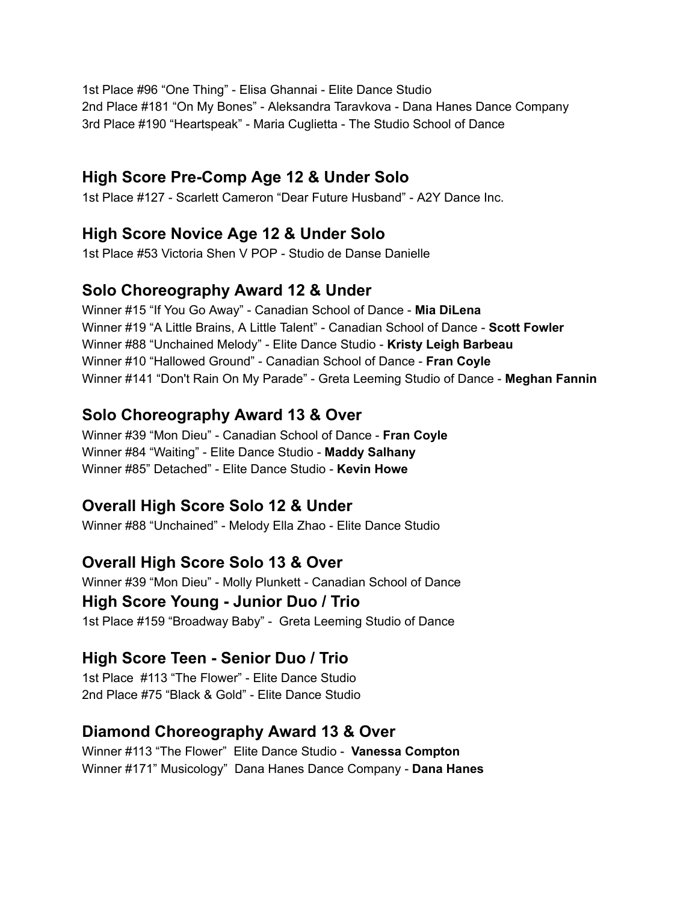1st Place #96 “One Thing” - Elisa Ghannai - Elite Dance Studio
2nd Place #181 “On My Bones” - Aleksandra Taravkova - Dana Hanes Dance Company
3rd Place #190 “Heartspeak” - Maria Cuglietta - The Studio School of Dance

### High Score Pre-Comp Age 12 & Under Solo

1st Place #127 - Scarlett Cameron “Dear Future Husband” - A2Y Dance Inc.

### High Score Novice Age 12 & Under Solo

1st Place #53 Victoria Shen V POP - Studio de Danse Danielle

### Solo Choreography Award 12 & Under

Winner #15 “If You Go Away” - Canadian School of Dance - **Mia DiLena**
Winner #19 “A Little Brains, A Little Talent” - Canadian School of Dance - **Scott Fowler**
Winner #88 “Unchained Melody” - Elite Dance Studio - **Kristy Leigh Barbeau**
Winner #10 “Hallowed Ground” - Canadian School of Dance - **Fran Coyle**
Winner #141 “Don't Rain On My Parade” - Greta Leeming Studio of Dance - **Meghan Fannin**

### Solo Choreography Award 13 & Over

Winner #39 “Mon Dieu” - Canadian School of Dance - **Fran Coyle**
Winner #84 “Waiting” - Elite Dance Studio - **Maddy Salhany**
Winner #85” Detached” - Elite Dance Studio - **Kevin Howe**

### Overall High Score Solo 12 & Under

Winner #88 “Unchained” - Melody Ella Zhao - Elite Dance Studio

### Overall High Score Solo 13 & Over

Winner #39 “Mon Dieu” - Molly Plunkett - Canadian School of Dance

### High Score Young - Junior Duo / Trio

1st Place #159 “Broadway Baby” - Greta Leeming Studio of Dance

### High Score Teen - Senior Duo / Trio

1st Place #113 “The Flower” - Elite Dance Studio
2nd Place #75 “Black & Gold” - Elite Dance Studio

### Diamond Choreography Award 13 & Over

Winner #113 “The Flower” Elite Dance Studio - **Vanessa Compton**
Winner #171” Musicology” Dana Hanes Dance Company - **Dana Hanes**